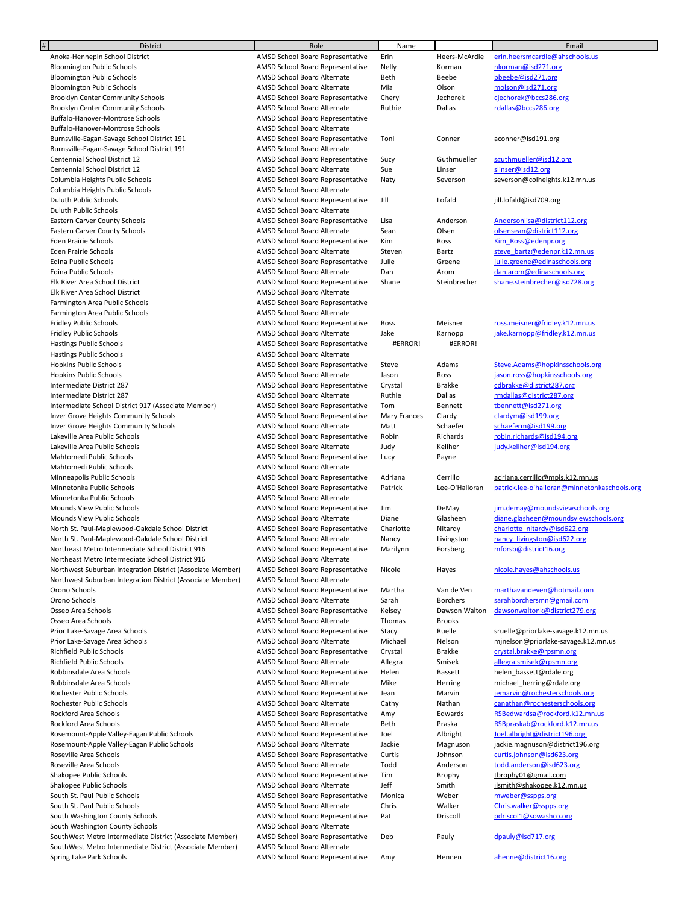| # | District | Role | Name | | Email |
|---|---|---|---|---|---|
| | Anoka-Hennepin School District | AMSD School Board Representative | Erin | Heers-McArdle | erin.heersmcardle@ahschools.us |
| | Bloomington Public Schools | AMSD School Board Representative | Nelly | Korman | nkorman@isd271.org |
| | Bloomington Public Schools | AMSD School Board Alternate | Beth | Beebe | bbeebe@isd271.org |
| | Bloomington Public Schools | AMSD School Board Alternate | Mia | Olson | molson@isd271.org |
| | Brooklyn Center Community Schools | AMSD School Board Representative | Cheryl | Jechorek | cjechorek@bccs286.org |
| | Brooklyn Center Community Schools | AMSD School Board Alternate | Ruthie | Dallas | rdallas@bccs286.org |
| | Buffalo-Hanover-Montrose Schools | AMSD School Board Representative | | | |
| | Buffalo-Hanover-Montrose Schools | AMSD School Board Alternate | | | |
| | Burnsville-Eagan-Savage School District 191 | AMSD School Board Representative | Toni | Conner | aconner@isd191.org |
| | Burnsville-Eagan-Savage School District 191 | AMSD School Board Alternate | | | |
| | Centennial School District 12 | AMSD School Board Representative | Suzy | Guthmueller | sguthmueller@isd12.org |
| | Centennial School District 12 | AMSD School Board Alternate | Sue | Linser | slinser@isd12.org |
| | Columbia Heights Public Schools | AMSD School Board Representative | Naty | Severson | severson@colheights.k12.mn.us |
| | Columbia Heights Public Schools | AMSD School Board Alternate | | | |
| | Duluth Public Schools | AMSD School Board Representative | Jill | Lofald | jill.lofald@isd709.org |
| | Duluth Public Schools | AMSD School Board Alternate | | | |
| | Eastern Carver County Schools | AMSD School Board Representative | Lisa | Anderson | Andersonlisa@district112.org |
| | Eastern Carver County Schools | AMSD School Board Alternate | Sean | Olsen | olsensean@district112.org |
| | Eden Prairie Schools | AMSD School Board Representative | Kim | Ross | Kim_Ross@edenpr.org |
| | Eden Prairie Schools | AMSD School Board Alternate | Steven | Bartz | steve_bartz@edenpr.k12.mn.us |
| | Edina Public Schools | AMSD School Board Representative | Julie | Greene | julie.greene@edinaschools.org |
| | Edina Public Schools | AMSD School Board Alternate | Dan | Arom | dan.arom@edinaschools.org |
| | Elk River Area School District | AMSD School Board Representative | Shane | Steinbrecher | shane.steinbrecher@isd728.org |
| | Elk River Area School District | AMSD School Board Alternate | | | |
| | Farmington Area Public Schools | AMSD School Board Representative | | | |
| | Farmington Area Public Schools | AMSD School Board Alternate | | | |
| | Fridley Public Schools | AMSD School Board Representative | Ross | Meisner | ross.meisner@fridley.k12.mn.us |
| | Fridley Public Schools | AMSD School Board Alternate | Jake | Karnopp | jake.karnopp@fridley.k12.mn.us |
| | Hastings Public Schools | AMSD School Board Representative | #ERROR! | #ERROR! | |
| | Hastings Public Schools | AMSD School Board Alternate | | | |
| | Hopkins Public Schools | AMSD School Board Representative | Steve | Adams | Steve.Adams@hopkinsschools.org |
| | Hopkins Public Schools | AMSD School Board Alternate | Jason | Ross | jason.ross@hopkinsschools.org |
| | Intermediate District 287 | AMSD School Board Representative | Crystal | Brakke | cdbrakke@district287.org |
| | Intermediate District 287 | AMSD School Board Alternate | Ruthie | Dallas | rmdallas@district287.org |
| | Intermediate School District 917 (Associate Member) | AMSD School Board Representative | Tom | Bennett | tbennett@isd271.org |
| | Inver Grove Heights Community Schools | AMSD School Board Representative | Mary Frances | Clardy | clardym@isd199.org |
| | Inver Grove Heights Community Schools | AMSD School Board Alternate | Matt | Schaefer | schaeferm@isd199.org |
| | Lakeville Area Public Schools | AMSD School Board Representative | Robin | Richards | robin.richards@isd194.org |
| | Lakeville Area Public Schools | AMSD School Board Alternate | Judy | Keliher | judy.keliher@isd194.org |
| | Mahtomedi Public Schools | AMSD School Board Representative | Lucy | Payne | |
| | Mahtomedi Public Schools | AMSD School Board Alternate | | | |
| | Minneapolis Public Schools | AMSD School Board Representative | Adriana | Cerrillo | adriana.cerrillo@mpls.k12.mn.us |
| | Minnetonka Public Schools | AMSD School Board Representative | Patrick | Lee-O'Halloran | patrick.lee-o'halloran@minnetonkaschools.org |
| | Minnetonka Public Schools | AMSD School Board Alternate | | | |
| | Mounds View Public Schools | AMSD School Board Representative | Jim | DeMay | jim.demay@moundsviewschools.org |
| | Mounds View Public Schools | AMSD School Board Alternate | Diane | Glasheen | diane.glasheen@moundsviewschools.org |
| | North St. Paul-Maplewood-Oakdale School District | AMSD School Board Representative | Charlotte | Nitardy | charlotte_nitardy@isd622.org |
| | North St. Paul-Maplewood-Oakdale School District | AMSD School Board Alternate | Nancy | Livingston | nancy_livingston@isd622.org |
| | Northeast Metro Intermediate School District 916 | AMSD School Board Representative | Marilynn | Forsberg | mforsb@district16.org |
| | Northeast Metro Intermediate School District 916 | AMSD School Board Alternate | | | |
| | Northwest Suburban Integration District (Associate Member) | AMSD School Board Representative | Nicole | Hayes | nicole.hayes@ahschools.us |
| | Northwest Suburban Integration District (Associate Member) | AMSD School Board Alternate | | | |
| | Orono Schools | AMSD School Board Representative | Martha | Van de Ven | marthavandeven@hotmail.com |
| | Orono Schools | AMSD School Board Alternate | Sarah | Borchers | sarahborchersmn@gmail.com |
| | Osseo Area Schools | AMSD School Board Representative | Kelsey | Dawson Walton | dawsonwaltonk@district279.org |
| | Osseo Area Schools | AMSD School Board Alternate | Thomas | Brooks | |
| | Prior Lake-Savage Area Schools | AMSD School Board Representative | Stacy | Ruelle | sruelle@priorlake-savage.k12.mn.us |
| | Prior Lake-Savage Area Schools | AMSD School Board Alternate | Michael | Nelson | mjnelson@priorlake-savage.k12.mn.us |
| | Richfield Public Schools | AMSD School Board Representative | Crystal | Brakke | crystal.brakke@rpsmn.org |
| | Richfield Public Schools | AMSD School Board Alternate | Allegra | Smisek | allegra.smisek@rpsmn.org |
| | Robbinsdale Area Schools | AMSD School Board Representative | Helen | Bassett | helen_bassett@rdale.org |
| | Robbinsdale Area Schools | AMSD School Board Alternate | Mike | Herring | michael_herring@rdale.org |
| | Rochester Public Schools | AMSD School Board Representative | Jean | Marvin | jemarvin@rochesterschools.org |
| | Rochester Public Schools | AMSD School Board Alternate | Cathy | Nathan | canathan@rochesterschools.org |
| | Rockford Area Schools | AMSD School Board Representative | Amy | Edwards | RSBedwardsa@rockford.k12.mn.us |
| | Rockford Area Schools | AMSD School Board Alternate | Beth | Praska | RSBpraskab@rockford.k12.mn.us |
| | Rosemount-Apple Valley-Eagan Public Schools | AMSD School Board Representative | Joel | Albright | Joel.albright@district196.org |
| | Rosemount-Apple Valley-Eagan Public Schools | AMSD School Board Alternate | Jackie | Magnuson | jackie.magnuson@district196.org |
| | Roseville Area Schools | AMSD School Board Representative | Curtis | Johnson | curtis.johnson@isd623.org |
| | Roseville Area Schools | AMSD School Board Alternate | Todd | Anderson | todd.anderson@isd623.org |
| | Shakopee Public Schools | AMSD School Board Representative | Tim | Brophy | tbrophy01@gmail.com |
| | Shakopee Public Schools | AMSD School Board Alternate | Jeff | Smith | jlsmith@shakopee.k12.mn.us |
| | South St. Paul Public Schools | AMSD School Board Representative | Monica | Weber | mweber@sspps.org |
| | South St. Paul Public Schools | AMSD School Board Alternate | Chris | Walker | Chris.walker@sspps.org |
| | South Washington County Schools | AMSD School Board Representative | Pat | Driscoll | pdriscol1@sowashco.org |
| | South Washington County Schools | AMSD School Board Alternate | | | |
| | SouthWest Metro Intermediate District (Associate Member) | AMSD School Board Representative | Deb | Pauly | dpauly@isd717.org |
| | SouthWest Metro Intermediate District (Associate Member) | AMSD School Board Alternate | | | |
| | Spring Lake Park Schools | AMSD School Board Representative | Amy | Hennen | ahenne@district16.org |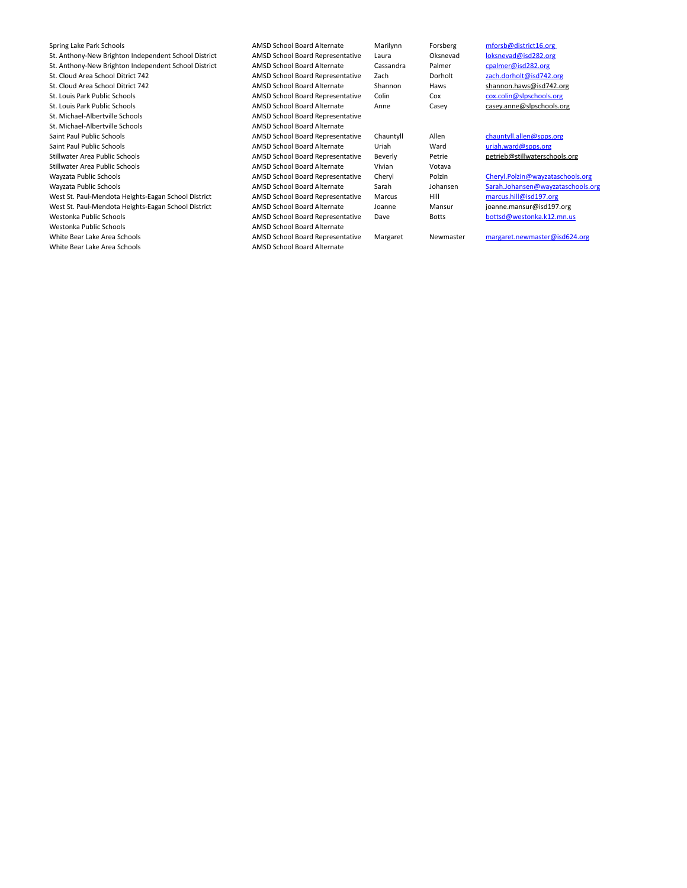| | | | | |
|---|---|---|---|---|
| Spring Lake Park Schools | AMSD School Board Alternate | Marilynn | Forsberg | mforsb@district16.org |
| St. Anthony-New Brighton Independent School District | AMSD School Board Representative | Laura | Oksnevad | loksnevad@isd282.org |
| St. Anthony-New Brighton Independent School District | AMSD School Board Alternate | Cassandra | Palmer | cpalmer@isd282.org |
| St. Cloud Area School Ditrict 742 | AMSD School Board Representative | Zach | Dorholt | zach.dorholt@isd742.org |
| St. Cloud Area School Ditrict 742 | AMSD School Board Alternate | Shannon | Haws | shannon.haws@isd742.org |
| St. Louis Park Public Schools | AMSD School Board Representative | Colin | Cox | cox.colin@slpschools.org |
| St. Louis Park Public Schools | AMSD School Board Alternate | Anne | Casey | casey.anne@slpschools.org |
| St. Michael-Albertville Schools | AMSD School Board Representative | | | |
| St. Michael-Albertville Schools | AMSD School Board Alternate | | | |
| Saint Paul Public Schools | AMSD School Board Representative | Chauntyll | Allen | chauntyll.allen@spps.org |
| Saint Paul Public Schools | AMSD School Board Alternate | Uriah | Ward | uriah.ward@spps.org |
| Stillwater Area Public Schools | AMSD School Board Representative | Beverly | Petrie | petrieb@stillwaterschools.org |
| Stillwater Area Public Schools | AMSD School Board Alternate | Vivian | Votava | |
| Wayzata Public Schools | AMSD School Board Representative | Cheryl | Polzin | Cheryl.Polzin@wayzataschools.org |
| Wayzata Public Schools | AMSD School Board Alternate | Sarah | Johansen | Sarah.Johansen@wayzataschools.org |
| West St. Paul-Mendota Heights-Eagan School District | AMSD School Board Representative | Marcus | Hill | marcus.hill@isd197.org |
| West St. Paul-Mendota Heights-Eagan School District | AMSD School Board Alternate | Joanne | Mansur | joanne.mansur@isd197.org |
| Westonka Public Schools | AMSD School Board Representative | Dave | Botts | bottsd@westonka.k12.mn.us |
| Westonka Public Schools | AMSD School Board Alternate | | | |
| White Bear Lake Area Schools | AMSD School Board Representative | Margaret | Newmaster | margaret.newmaster@isd624.org |
| White Bear Lake Area Schools | AMSD School Board Alternate | | | |